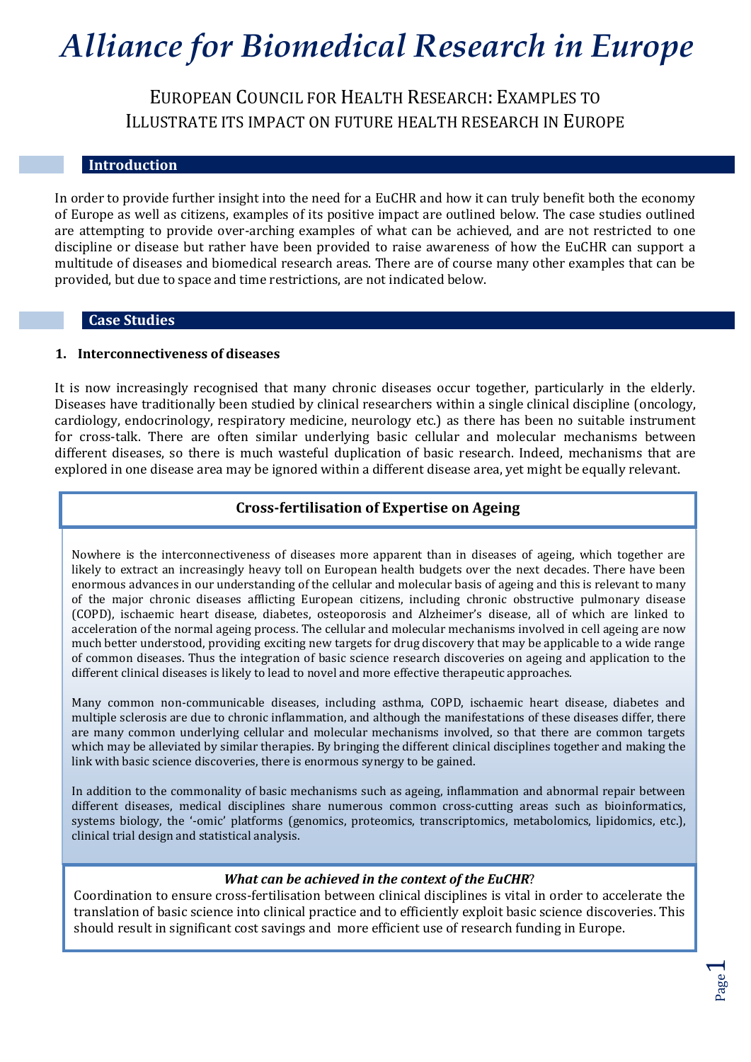# Alliance for Biomedical Research in Europe

## European Council for Health Research: Examples to Illustrate its Impact on Future Health Research in Europe

## Introduction

In order to provide further insight into the need for a EuCHR and how it can truly benefit both the economy of Europe as well as citizens, examples of its positive impact are outlined below. The case studies outlined are attempting to provide over-arching examples of what can be achieved, and are not restricted to one discipline or disease but rather have been provided to raise awareness of how the EuCHR can support a multitude of diseases and biomedical research areas. There are of course many other examples that can be provided, but due to space and time restrictions, are not indicated below.

## Case Studies

### 1. Interconnectiveness of diseases

It is now increasingly recognised that many chronic diseases occur together, particularly in the elderly. Diseases have traditionally been studied by clinical researchers within a single clinical discipline (oncology, cardiology, endocrinology, respiratory medicine, neurology etc.) as there has been no suitable instrument for cross-talk. There are often similar underlying basic cellular and molecular mechanisms between different diseases, so there is much wasteful duplication of basic research. Indeed, mechanisms that are explored in one disease area may be ignored within a different disease area, yet might be equally relevant.

#### Cross-fertilisation of Expertise on Ageing

Nowhere is the interconnectiveness of diseases more apparent than in diseases of ageing, which together are likely to extract an increasingly heavy toll on European health budgets over the next decades. There have been enormous advances in our understanding of the cellular and molecular basis of ageing and this is relevant to many of the major chronic diseases afflicting European citizens, including chronic obstructive pulmonary disease (COPD), ischaemic heart disease, diabetes, osteoporosis and Alzheimer's disease, all of which are linked to acceleration of the normal ageing process. The cellular and molecular mechanisms involved in cell ageing are now much better understood, providing exciting new targets for drug discovery that may be applicable to a wide range of common diseases. Thus the integration of basic science research discoveries on ageing and application to the different clinical diseases is likely to lead to novel and more effective therapeutic approaches.

Many common non-communicable diseases, including asthma, COPD, ischaemic heart disease, diabetes and multiple sclerosis are due to chronic inflammation, and although the manifestations of these diseases differ, there are many common underlying cellular and molecular mechanisms involved, so that there are common targets which may be alleviated by similar therapies. By bringing the different clinical disciplines together and making the link with basic science discoveries, there is enormous synergy to be gained.

In addition to the commonality of basic mechanisms such as ageing, inflammation and abnormal repair between different diseases, medical disciplines share numerous common cross-cutting areas such as bioinformatics, systems biology, the '-omic' platforms (genomics, proteomics, transcriptomics, metabolomics, lipidomics, etc.), clinical trial design and statistical analysis.

***What can be achieved in the context of the EuCHR*?**

Coordination to ensure cross-fertilisation between clinical disciplines is vital in order to accelerate the translation of basic science into clinical practice and to efficiently exploit basic science discoveries. This should result in significant cost savings and more efficient use of research funding in Europe.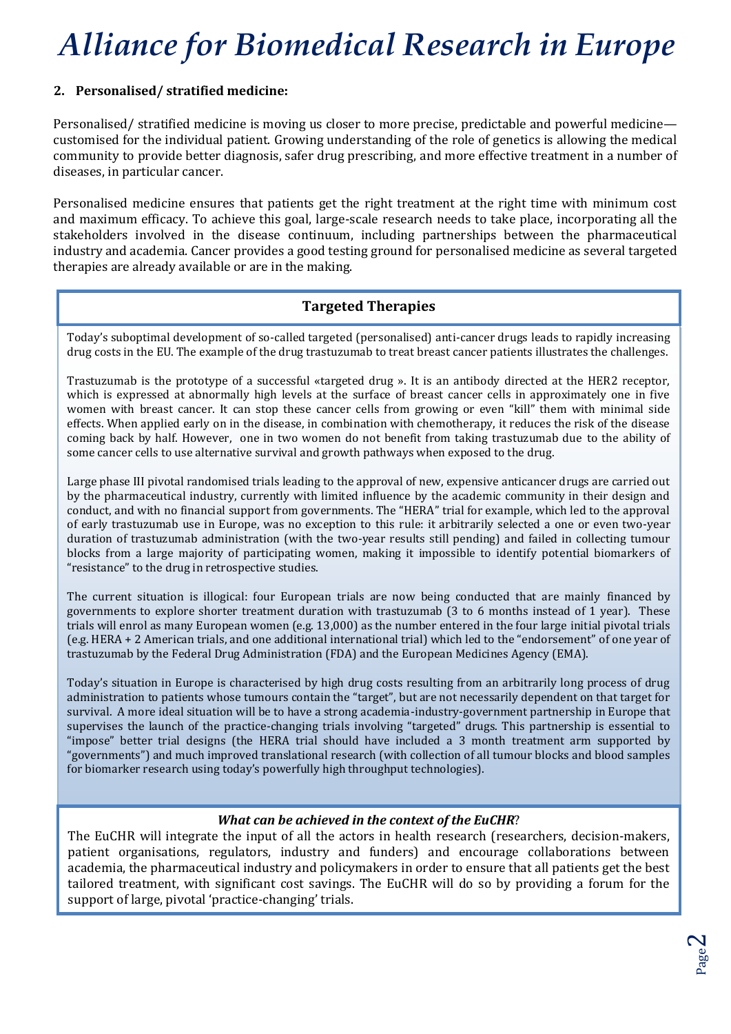# Alliance for Biomedical Research in Europe

**2. Personalised/ stratified medicine:**

Personalised/ stratified medicine is moving us closer to more precise, predictable and powerful medicine—customised for the individual patient. Growing understanding of the role of genetics is allowing the medical community to provide better diagnosis, safer drug prescribing, and more effective treatment in a number of diseases, in particular cancer.

Personalised medicine ensures that patients get the right treatment at the right time with minimum cost and maximum efficacy. To achieve this goal, large-scale research needs to take place, incorporating all the stakeholders involved in the disease continuum, including partnerships between the pharmaceutical industry and academia. Cancer provides a good testing ground for personalised medicine as several targeted therapies are already available or are in the making.

### Targeted Therapies

Today's suboptimal development of so-called targeted (personalised) anti-cancer drugs leads to rapidly increasing drug costs in the EU. The example of the drug trastuzumab to treat breast cancer patients illustrates the challenges.

Trastuzumab is the prototype of a successful «targeted drug ». It is an antibody directed at the HER2 receptor, which is expressed at abnormally high levels at the surface of breast cancer cells in approximately one in five women with breast cancer. It can stop these cancer cells from growing or even "kill" them with minimal side effects. When applied early on in the disease, in combination with chemotherapy, it reduces the risk of the disease coming back by half. However, one in two women do not benefit from taking trastuzumab due to the ability of some cancer cells to use alternative survival and growth pathways when exposed to the drug.

Large phase III pivotal randomised trials leading to the approval of new, expensive anticancer drugs are carried out by the pharmaceutical industry, currently with limited influence by the academic community in their design and conduct, and with no financial support from governments. The "HERA" trial for example, which led to the approval of early trastuzumab use in Europe, was no exception to this rule: it arbitrarily selected a one or even two-year duration of trastuzumab administration (with the two-year results still pending) and failed in collecting tumour blocks from a large majority of participating women, making it impossible to identify potential biomarkers of "resistance" to the drug in retrospective studies.

The current situation is illogical: four European trials are now being conducted that are mainly financed by governments to explore shorter treatment duration with trastuzumab (3 to 6 months instead of 1 year). These trials will enrol as many European women (e.g. 13,000) as the number entered in the four large initial pivotal trials (e.g. HERA + 2 American trials, and one additional international trial) which led to the "endorsement" of one year of trastuzumab by the Federal Drug Administration (FDA) and the European Medicines Agency (EMA).

Today's situation in Europe is characterised by high drug costs resulting from an arbitrarily long process of drug administration to patients whose tumours contain the "target", but are not necessarily dependent on that target for survival. A more ideal situation will be to have a strong academia-industry-government partnership in Europe that supervises the launch of the practice-changing trials involving "targeted" drugs. This partnership is essential to "impose" better trial designs (the HERA trial should have included a 3 month treatment arm supported by "governments") and much improved translational research (with collection of all tumour blocks and blood samples for biomarker research using today's powerfully high throughput technologies).

***What can be achieved in the context of the EuCHR*?**

The EuCHR will integrate the input of all the actors in health research (researchers, decision-makers, patient organisations, regulators, industry and funders) and encourage collaborations between academia, the pharmaceutical industry and policymakers in order to ensure that all patients get the best tailored treatment, with significant cost savings. The EuCHR will do so by providing a forum for the support of large, pivotal 'practice-changing' trials.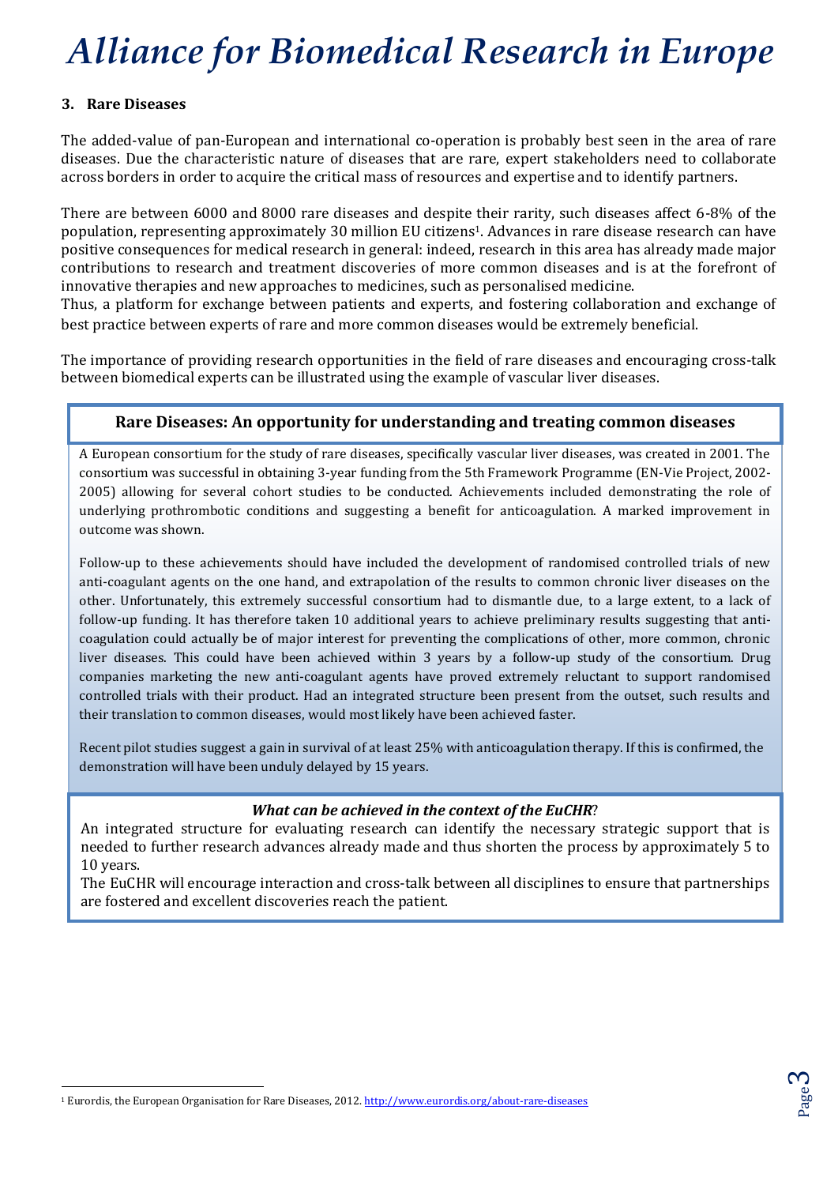# Alliance for Biomedical Research in Europe

## 3. Rare Diseases

The added-value of pan-European and international co-operation is probably best seen in the area of rare diseases. Due the characteristic nature of diseases that are rare, expert stakeholders need to collaborate across borders in order to acquire the critical mass of resources and expertise and to identify partners.

There are between 6000 and 8000 rare diseases and despite their rarity, such diseases affect 6-8% of the population, representing approximately 30 million EU citizens[1]. Advances in rare disease research can have positive consequences for medical research in general: indeed, research in this area has already made major contributions to research and treatment discoveries of more common diseases and is at the forefront of innovative therapies and new approaches to medicines, such as personalised medicine.

Thus, a platform for exchange between patients and experts, and fostering collaboration and exchange of best practice between experts of rare and more common diseases would be extremely beneficial.

The importance of providing research opportunities in the field of rare diseases and encouraging cross-talk between biomedical experts can be illustrated using the example of vascular liver diseases.

### Rare Diseases: An opportunity for understanding and treating common diseases

A European consortium for the study of rare diseases, specifically vascular liver diseases, was created in 2001. The consortium was successful in obtaining 3-year funding from the 5th Framework Programme (EN-Vie Project, 2002-2005) allowing for several cohort studies to be conducted. Achievements included demonstrating the role of underlying prothrombotic conditions and suggesting a benefit for anticoagulation. A marked improvement in outcome was shown.

Follow-up to these achievements should have included the development of randomised controlled trials of new anti-coagulant agents on the one hand, and extrapolation of the results to common chronic liver diseases on the other. Unfortunately, this extremely successful consortium had to dismantle due, to a large extent, to a lack of follow-up funding. It has therefore taken 10 additional years to achieve preliminary results suggesting that anti-coagulation could actually be of major interest for preventing the complications of other, more common, chronic liver diseases. This could have been achieved within 3 years by a follow-up study of the consortium. Drug companies marketing the new anti-coagulant agents have proved extremely reluctant to support randomised controlled trials with their product. Had an integrated structure been present from the outset, such results and their translation to common diseases, would most likely have been achieved faster.

Recent pilot studies suggest a gain in survival of at least 25% with anticoagulation therapy. If this is confirmed, the demonstration will have been unduly delayed by 15 years.

***What can be achieved in the context of the EuCHR?***

An integrated structure for evaluating research can identify the necessary strategic support that is needed to further research advances already made and thus shorten the process by approximately 5 to 10 years.

The EuCHR will encourage interaction and cross-talk between all disciplines to ensure that partnerships are fostered and excellent discoveries reach the patient.

---

[1] Eurordis, the European Organisation for Rare Diseases, 2012. http://www.eurordis.org/about-rare-diseases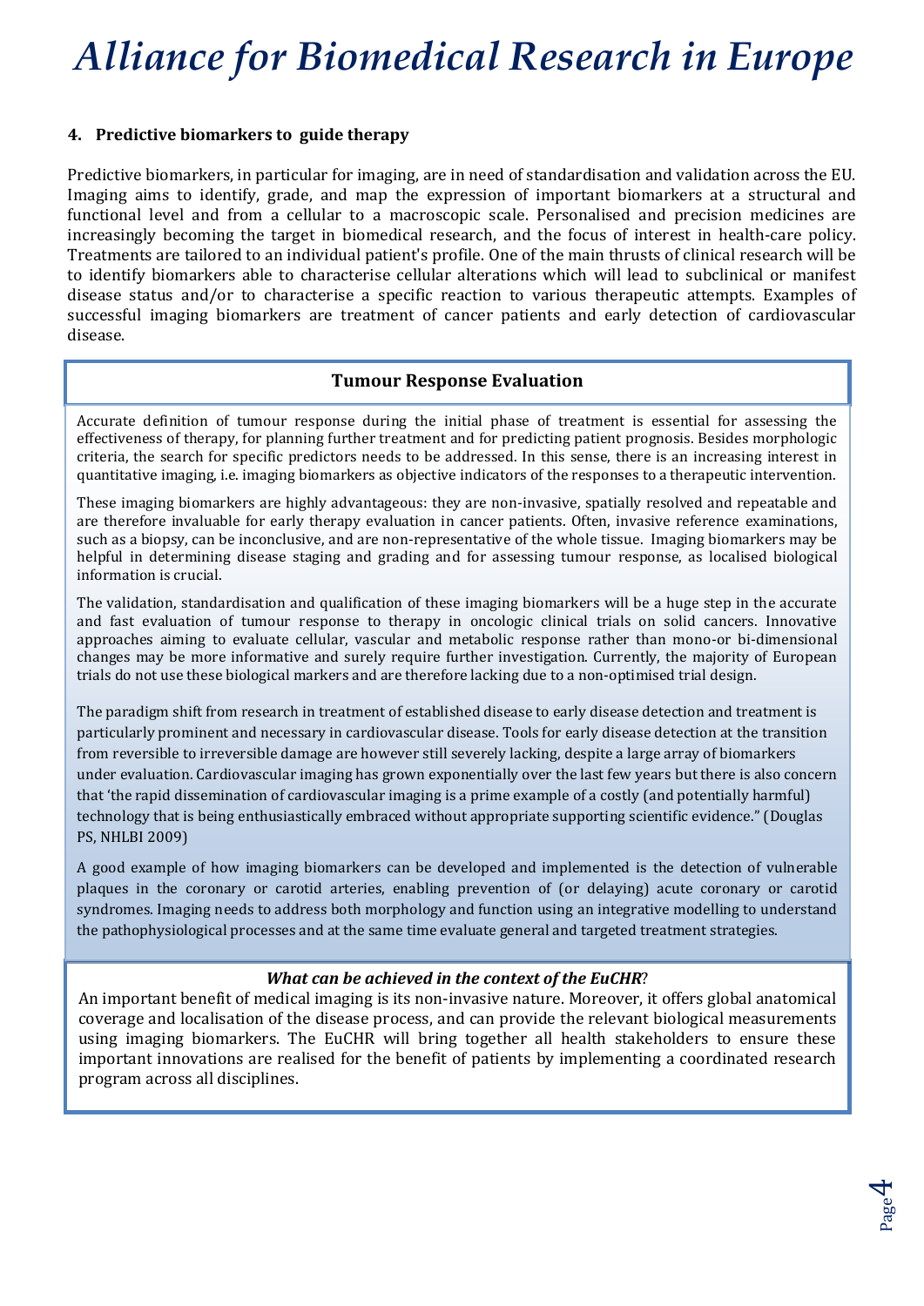# Alliance for Biomedical Research in Europe

**4. Predictive biomarkers to guide therapy**

Predictive biomarkers, in particular for imaging, are in need of standardisation and validation across the EU. Imaging aims to identify, grade, and map the expression of important biomarkers at a structural and functional level and from a cellular to a macroscopic scale. Personalised and precision medicines are increasingly becoming the target in biomedical research, and the focus of interest in health-care policy. Treatments are tailored to an individual patient's profile. One of the main thrusts of clinical research will be to identify biomarkers able to characterise cellular alterations which will lead to subclinical or manifest disease status and/or to characterise a specific reaction to various therapeutic attempts. Examples of successful imaging biomarkers are treatment of cancer patients and early detection of cardiovascular disease.

### Tumour Response Evaluation

Accurate definition of tumour response during the initial phase of treatment is essential for assessing the effectiveness of therapy, for planning further treatment and for predicting patient prognosis. Besides morphologic criteria, the search for specific predictors needs to be addressed. In this sense, there is an increasing interest in quantitative imaging, i.e. imaging biomarkers as objective indicators of the responses to a therapeutic intervention.

These imaging biomarkers are highly advantageous: they are non-invasive, spatially resolved and repeatable and are therefore invaluable for early therapy evaluation in cancer patients. Often, invasive reference examinations, such as a biopsy, can be inconclusive, and are non-representative of the whole tissue. Imaging biomarkers may be helpful in determining disease staging and grading and for assessing tumour response, as localised biological information is crucial.

The validation, standardisation and qualification of these imaging biomarkers will be a huge step in the accurate and fast evaluation of tumour response to therapy in oncologic clinical trials on solid cancers. Innovative approaches aiming to evaluate cellular, vascular and metabolic response rather than mono-or bi-dimensional changes may be more informative and surely require further investigation. Currently, the majority of European trials do not use these biological markers and are therefore lacking due to a non-optimised trial design.

The paradigm shift from research in treatment of established disease to early disease detection and treatment is particularly prominent and necessary in cardiovascular disease. Tools for early disease detection at the transition from reversible to irreversible damage are however still severely lacking, despite a large array of biomarkers under evaluation. Cardiovascular imaging has grown exponentially over the last few years but there is also concern that 'the rapid dissemination of cardiovascular imaging is a prime example of a costly (and potentially harmful) technology that is being enthusiastically embraced without appropriate supporting scientific evidence." (Douglas PS, NHLBI 2009)

A good example of how imaging biomarkers can be developed and implemented is the detection of vulnerable plaques in the coronary or carotid arteries, enabling prevention of (or delaying) acute coronary or carotid syndromes. Imaging needs to address both morphology and function using an integrative modelling to understand the pathophysiological processes and at the same time evaluate general and targeted treatment strategies.

***What can be achieved in the context of the EuCHR*?**

An important benefit of medical imaging is its non-invasive nature. Moreover, it offers global anatomical coverage and localisation of the disease process, and can provide the relevant biological measurements using imaging biomarkers. The EuCHR will bring together all health stakeholders to ensure these important innovations are realised for the benefit of patients by implementing a coordinated research program across all disciplines.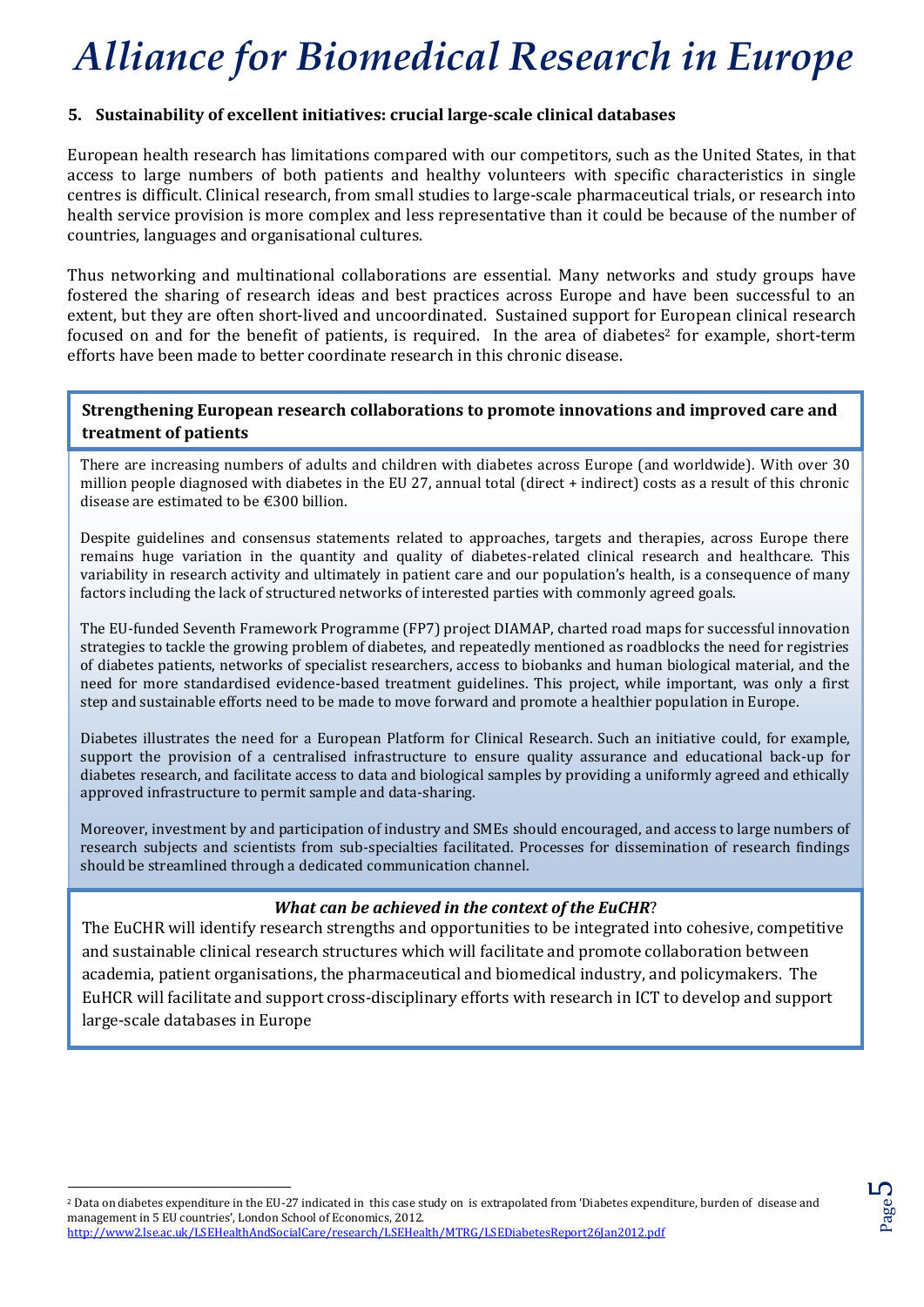### 5. Sustainability of excellent initiatives: crucial large-scale clinical databases

European health research has limitations compared with our competitors, such as the United States, in that access to large numbers of both patients and healthy volunteers with specific characteristics in single centres is difficult. Clinical research, from small studies to large-scale pharmaceutical trials, or research into health service provision is more complex and less representative than it could be because of the number of countries, languages and organisational cultures.

Thus networking and multinational collaborations are essential. Many networks and study groups have fostered the sharing of research ideas and best practices across Europe and have been successful to an extent, but they are often short-lived and uncoordinated. Sustained support for European clinical research focused on and for the benefit of patients, is required. In the area of diabetes[2] for example, short-term efforts have been made to better coordinate research in this chronic disease.

**Strengthening European research collaborations to promote innovations and improved care and treatment of patients**

There are increasing numbers of adults and children with diabetes across Europe (and worldwide). With over 30 million people diagnosed with diabetes in the EU 27, annual total (direct + indirect) costs as a result of this chronic disease are estimated to be €300 billion.

Despite guidelines and consensus statements related to approaches, targets and therapies, across Europe there remains huge variation in the quantity and quality of diabetes-related clinical research and healthcare. This variability in research activity and ultimately in patient care and our population's health, is a consequence of many factors including the lack of structured networks of interested parties with commonly agreed goals.

The EU-funded Seventh Framework Programme (FP7) project DIAMAP, charted road maps for successful innovation strategies to tackle the growing problem of diabetes, and repeatedly mentioned as roadblocks the need for registries of diabetes patients, networks of specialist researchers, access to biobanks and human biological material, and the need for more standardised evidence-based treatment guidelines. This project, while important, was only a first step and sustainable efforts need to be made to move forward and promote a healthier population in Europe.

Diabetes illustrates the need for a European Platform for Clinical Research. Such an initiative could, for example, support the provision of a centralised infrastructure to ensure quality assurance and educational back-up for diabetes research, and facilitate access to data and biological samples by providing a uniformly agreed and ethically approved infrastructure to permit sample and data-sharing.

Moreover, investment by and participation of industry and SMEs should encouraged, and access to large numbers of research subjects and scientists from sub-specialties facilitated. Processes for dissemination of research findings should be streamlined through a dedicated communication channel.

***What can be achieved in the context of the EuCHR*?**

The EuCHR will identify research strengths and opportunities to be integrated into cohesive, competitive and sustainable clinical research structures which will facilitate and promote collaboration between academia, patient organisations, the pharmaceutical and biomedical industry, and policymakers. The EuHCR will facilitate and support cross-disciplinary efforts with research in ICT to develop and support large-scale databases in Europe

---

[2] Data on diabetes expenditure in the EU-27 indicated in this case study on is extrapolated from 'Diabetes expenditure, burden of disease and management in 5 EU countries', London School of Economics, 2012.
http://www2.lse.ac.uk/LSEHealthAndSocialCare/research/LSEHealth/MTRG/LSEDiabetesReport26Jan2012.pdf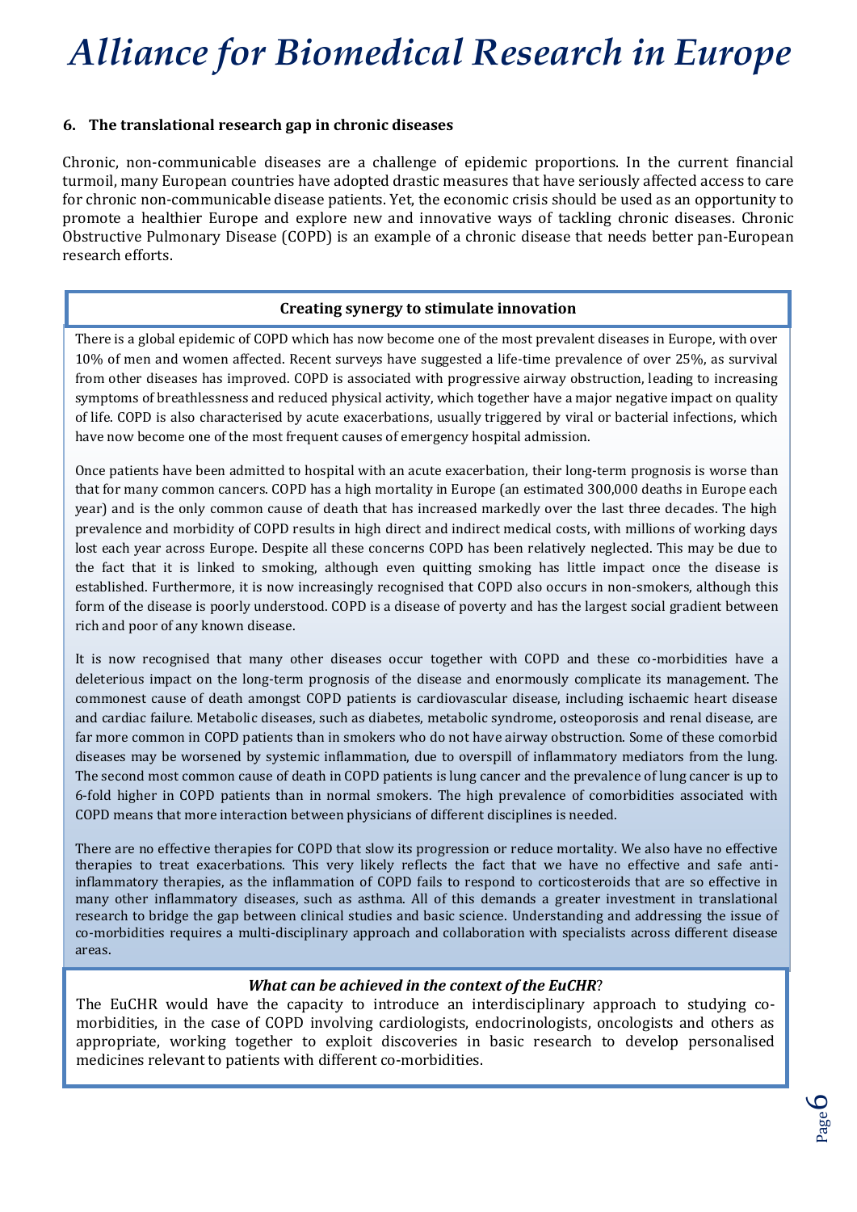### 6. The translational research gap in chronic diseases

Chronic, non-communicable diseases are a challenge of epidemic proportions. In the current financial turmoil, many European countries have adopted drastic measures that have seriously affected access to care for chronic non-communicable disease patients. Yet, the economic crisis should be used as an opportunity to promote a healthier Europe and explore new and innovative ways of tackling chronic diseases. Chronic Obstructive Pulmonary Disease (COPD) is an example of a chronic disease that needs better pan-European research efforts.

**Creating synergy to stimulate innovation**

There is a global epidemic of COPD which has now become one of the most prevalent diseases in Europe, with over 10% of men and women affected. Recent surveys have suggested a life-time prevalence of over 25%, as survival from other diseases has improved. COPD is associated with progressive airway obstruction, leading to increasing symptoms of breathlessness and reduced physical activity, which together have a major negative impact on quality of life. COPD is also characterised by acute exacerbations, usually triggered by viral or bacterial infections, which have now become one of the most frequent causes of emergency hospital admission.

Once patients have been admitted to hospital with an acute exacerbation, their long-term prognosis is worse than that for many common cancers. COPD has a high mortality in Europe (an estimated 300,000 deaths in Europe each year) and is the only common cause of death that has increased markedly over the last three decades. The high prevalence and morbidity of COPD results in high direct and indirect medical costs, with millions of working days lost each year across Europe. Despite all these concerns COPD has been relatively neglected. This may be due to the fact that it is linked to smoking, although even quitting smoking has little impact once the disease is established. Furthermore, it is now increasingly recognised that COPD also occurs in non-smokers, although this form of the disease is poorly understood. COPD is a disease of poverty and has the largest social gradient between rich and poor of any known disease.

It is now recognised that many other diseases occur together with COPD and these co-morbidities have a deleterious impact on the long-term prognosis of the disease and enormously complicate its management. The commonest cause of death amongst COPD patients is cardiovascular disease, including ischaemic heart disease and cardiac failure. Metabolic diseases, such as diabetes, metabolic syndrome, osteoporosis and renal disease, are far more common in COPD patients than in smokers who do not have airway obstruction. Some of these comorbid diseases may be worsened by systemic inflammation, due to overspill of inflammatory mediators from the lung. The second most common cause of death in COPD patients is lung cancer and the prevalence of lung cancer is up to 6-fold higher in COPD patients than in normal smokers. The high prevalence of comorbidities associated with COPD means that more interaction between physicians of different disciplines is needed.

There are no effective therapies for COPD that slow its progression or reduce mortality. We also have no effective therapies to treat exacerbations. This very likely reflects the fact that we have no effective and safe anti-inflammatory therapies, as the inflammation of COPD fails to respond to corticosteroids that are so effective in many other inflammatory diseases, such as asthma. All of this demands a greater investment in translational research to bridge the gap between clinical studies and basic science. Understanding and addressing the issue of co-morbidities requires a multi-disciplinary approach and collaboration with specialists across different disease areas.

***What can be achieved in the context of the EuCHR*?**

The EuCHR would have the capacity to introduce an interdisciplinary approach to studying co-morbidities, in the case of COPD involving cardiologists, endocrinologists, oncologists and others as appropriate, working together to exploit discoveries in basic research to develop personalised medicines relevant to patients with different co-morbidities.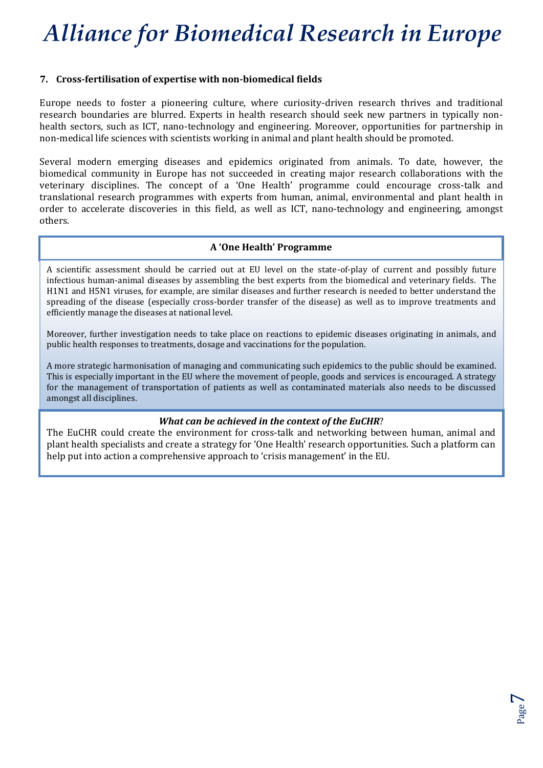**7. Cross-fertilisation of expertise with non-biomedical fields**

Europe needs to foster a pioneering culture, where curiosity-driven research thrives and traditional research boundaries are blurred. Experts in health research should seek new partners in typically non-health sectors, such as ICT, nano-technology and engineering. Moreover, opportunities for partnership in non-medical life sciences with scientists working in animal and plant health should be promoted.

Several modern emerging diseases and epidemics originated from animals. To date, however, the biomedical community in Europe has not succeeded in creating major research collaborations with the veterinary disciplines. The concept of a 'One Health' programme could encourage cross-talk and translational research programmes with experts from human, animal, environmental and plant health in order to accelerate discoveries in this field, as well as ICT, nano-technology and engineering, amongst others.

**A 'One Health' Programme**

A scientific assessment should be carried out at EU level on the state-of-play of current and possibly future infectious human-animal diseases by assembling the best experts from the biomedical and veterinary fields. The H1N1 and H5N1 viruses, for example, are similar diseases and further research is needed to better understand the spreading of the disease (especially cross-border transfer of the disease) as well as to improve treatments and efficiently manage the diseases at national level.

Moreover, further investigation needs to take place on reactions to epidemic diseases originating in animals, and public health responses to treatments, dosage and vaccinations for the population.

A more strategic harmonisation of managing and communicating such epidemics to the public should be examined. This is especially important in the EU where the movement of people, goods and services is encouraged. A strategy for the management of transportation of patients as well as contaminated materials also needs to be discussed amongst all disciplines.

***What can be achieved in the context of the EuCHR*?**

The EuCHR could create the environment for cross-talk and networking between human, animal and plant health specialists and create a strategy for 'One Health' research opportunities. Such a platform can help put into action a comprehensive approach to 'crisis management' in the EU.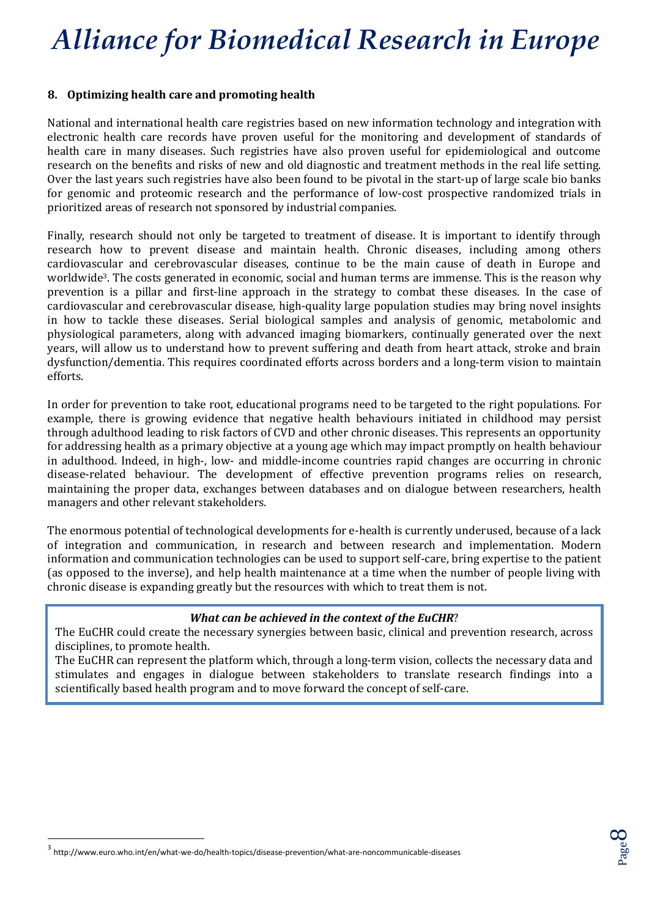## 8. Optimizing health care and promoting health

National and international health care registries based on new information technology and integration with electronic health care records have proven useful for the monitoring and development of standards of health care in many diseases. Such registries have also proven useful for epidemiological and outcome research on the benefits and risks of new and old diagnostic and treatment methods in the real life setting. Over the last years such registries have also been found to be pivotal in the start-up of large scale bio banks for genomic and proteomic research and the performance of low-cost prospective randomized trials in prioritized areas of research not sponsored by industrial companies.

Finally, research should not only be targeted to treatment of disease. It is important to identify through research how to prevent disease and maintain health. Chronic diseases, including among others cardiovascular and cerebrovascular diseases, continue to be the main cause of death in Europe and worldwide[3]. The costs generated in economic, social and human terms are immense. This is the reason why prevention is a pillar and first-line approach in the strategy to combat these diseases. In the case of cardiovascular and cerebrovascular disease, high-quality large population studies may bring novel insights in how to tackle these diseases. Serial biological samples and analysis of genomic, metabolomic and physiological parameters, along with advanced imaging biomarkers, continually generated over the next years, will allow us to understand how to prevent suffering and death from heart attack, stroke and brain dysfunction/dementia. This requires coordinated efforts across borders and a long-term vision to maintain efforts.

In order for prevention to take root, educational programs need to be targeted to the right populations. For example, there is growing evidence that negative health behaviours initiated in childhood may persist through adulthood leading to risk factors of CVD and other chronic diseases. This represents an opportunity for addressing health as a primary objective at a young age which may impact promptly on health behaviour in adulthood. Indeed, in high-, low- and middle-income countries rapid changes are occurring in chronic disease-related behaviour. The development of effective prevention programs relies on research, maintaining the proper data, exchanges between databases and on dialogue between researchers, health managers and other relevant stakeholders.

The enormous potential of technological developments for e-health is currently underused, because of a lack of integration and communication, in research and between research and implementation. Modern information and communication technologies can be used to support self-care, bring expertise to the patient (as opposed to the inverse), and help health maintenance at a time when the number of people living with chronic disease is expanding greatly but the resources with which to treat them is not.

***What can be achieved in the context of the EuCHR*?**

The EuCHR could create the necessary synergies between basic, clinical and prevention research, across disciplines, to promote health.

The EuCHR can represent the platform which, through a long-term vision, collects the necessary data and stimulates and engages in dialogue between stakeholders to translate research findings into a scientifically based health program and to move forward the concept of self-care.

---

[3] http://www.euro.who.int/en/what-we-do/health-topics/disease-prevention/what-are-noncommunicable-diseases